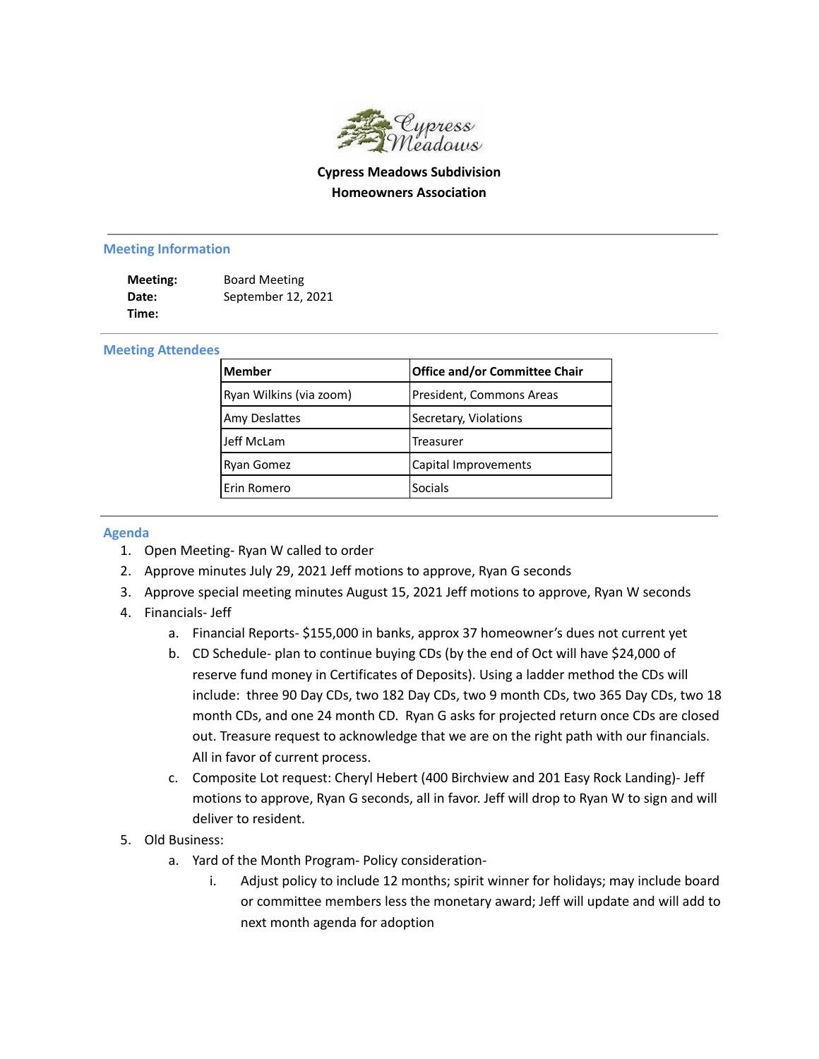**Cypress Meadows Subdivision**
**Homeowners Association**

---

## Meeting Information

**Meeting:** Board Meeting
**Date:** September 12, 2021
**Time:**

---

## Meeting Attendees

| Member | Office and/or Committee Chair |
|---|---|
| Ryan Wilkins (via zoom) | President, Commons Areas |
| Amy Deslattes | Secretary, Violations |
| Jeff McLam | Treasurer |
| Ryan Gomez | Capital Improvements |
| Erin Romero | Socials |

---

## Agenda

1. Open Meeting- Ryan W called to order
2. Approve minutes July 29, 2021 Jeff motions to approve, Ryan G seconds
3. Approve special meeting minutes August 15, 2021 Jeff motions to approve, Ryan W seconds
4. Financials- Jeff
   a. Financial Reports- $155,000 in banks, approx 37 homeowner's dues not current yet
   b. CD Schedule- plan to continue buying CDs (by the end of Oct will have $24,000 of reserve fund money in Certificates of Deposits). Using a ladder method the CDs will include: three 90 Day CDs, two 182 Day CDs, two 9 month CDs, two 365 Day CDs, two 18 month CDs, and one 24 month CD. Ryan G asks for projected return once CDs are closed out. Treasure request to acknowledge that we are on the right path with our financials. All in favor of current process.
   c. Composite Lot request: Cheryl Hebert (400 Birchview and 201 Easy Rock Landing)- Jeff motions to approve, Ryan G seconds, all in favor. Jeff will drop to Ryan W to sign and will deliver to resident.
5. Old Business:
   a. Yard of the Month Program- Policy consideration-
      i. Adjust policy to include 12 months; spirit winner for holidays; may include board or committee members less the monetary award; Jeff will update and will add to next month agenda for adoption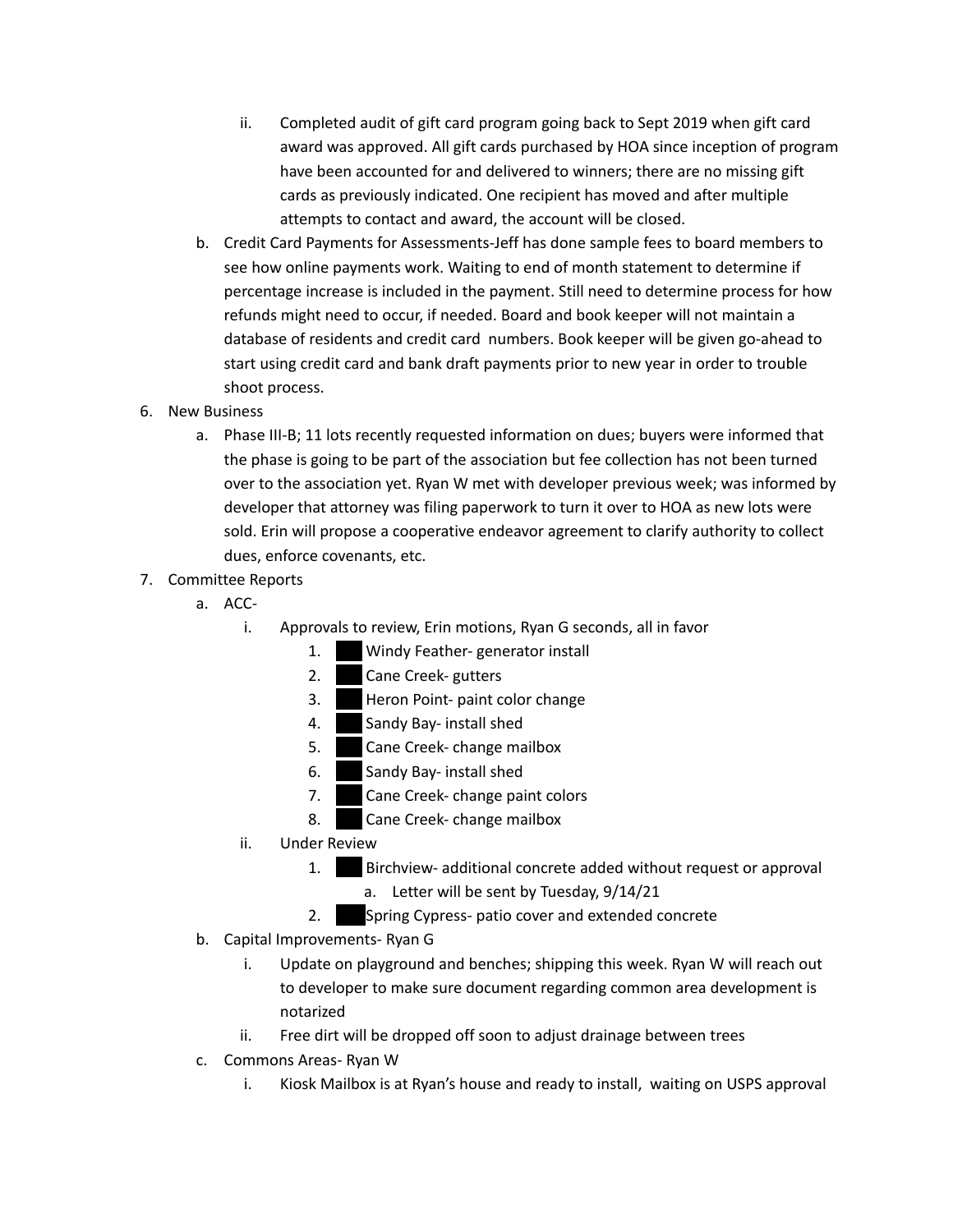ii. Completed audit of gift card program going back to Sept 2019 when gift card award was approved. All gift cards purchased by HOA since inception of program have been accounted for and delivered to winners; there are no missing gift cards as previously indicated. One recipient has moved and after multiple attempts to contact and award, the account will be closed.

   b. Credit Card Payments for Assessments-Jeff has done sample fees to board members to see how online payments work. Waiting to end of month statement to determine if percentage increase is included in the payment. Still need to determine process for how refunds might need to occur, if needed. Board and book keeper will not maintain a database of residents and credit card numbers. Book keeper will be given go-ahead to start using credit card and bank draft payments prior to new year in order to trouble shoot process.

6. New Business
   a. Phase III-B; 11 lots recently requested information on dues; buyers were informed that the phase is going to be part of the association but fee collection has not been turned over to the association yet. Ryan W met with developer previous week; was informed by developer that attorney was filing paperwork to turn it over to HOA as new lots were sold. Erin will propose a cooperative endeavor agreement to clarify authority to collect dues, enforce covenants, etc.

7. Committee Reports
   a. ACC-
      i. Approvals to review, Erin motions, Ryan G seconds, all in favor
         1. ███ Windy Feather- generator install
         2. ███ Cane Creek- gutters
         3. ███ Heron Point- paint color change
         4. ███ Sandy Bay- install shed
         5. ███ Cane Creek- change mailbox
         6. ███ Sandy Bay- install shed
         7. ███ Cane Creek- change paint colors
         8. ███ Cane Creek- change mailbox
      ii. Under Review
         1. ███ Birchview- additional concrete added without request or approval
            a. Letter will be sent by Tuesday, 9/14/21
         2. ███ Spring Cypress- patio cover and extended concrete
   b. Capital Improvements- Ryan G
      i. Update on playground and benches; shipping this week. Ryan W will reach out to developer to make sure document regarding common area development is notarized
      ii. Free dirt will be dropped off soon to adjust drainage between trees
   c. Commons Areas- Ryan W
      i. Kiosk Mailbox is at Ryan's house and ready to install, waiting on USPS approval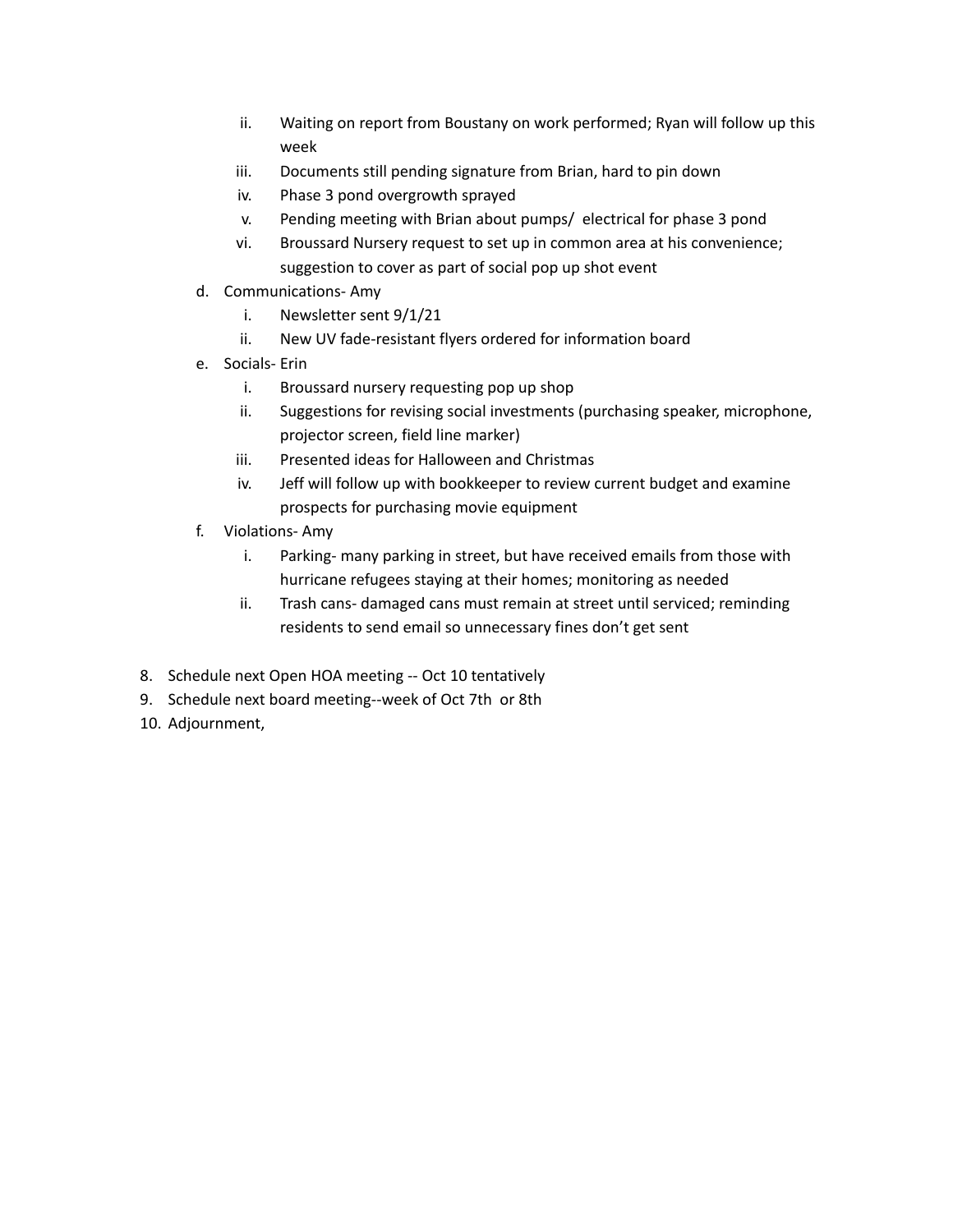ii. Waiting on report from Boustany on work performed; Ryan will follow up this week
   iii. Documents still pending signature from Brian, hard to pin down
   iv. Phase 3 pond overgrowth sprayed
   v. Pending meeting with Brian about pumps/ electrical for phase 3 pond
   vi. Broussard Nursery request to set up in common area at his convenience; suggestion to cover as part of social pop up shot event

d. Communications- Amy
   i. Newsletter sent 9/1/21
   ii. New UV fade-resistant flyers ordered for information board

e. Socials- Erin
   i. Broussard nursery requesting pop up shop
   ii. Suggestions for revising social investments (purchasing speaker, microphone, projector screen, field line marker)
   iii. Presented ideas for Halloween and Christmas
   iv. Jeff will follow up with bookkeeper to review current budget and examine prospects for purchasing movie equipment

f. Violations- Amy
   i. Parking- many parking in street, but have received emails from those with hurricane refugees staying at their homes; monitoring as needed
   ii. Trash cans- damaged cans must remain at street until serviced; reminding residents to send email so unnecessary fines don't get sent

8. Schedule next Open HOA meeting -- Oct 10 tentatively
9. Schedule next board meeting--week of Oct 7th or 8th
10. Adjournment,